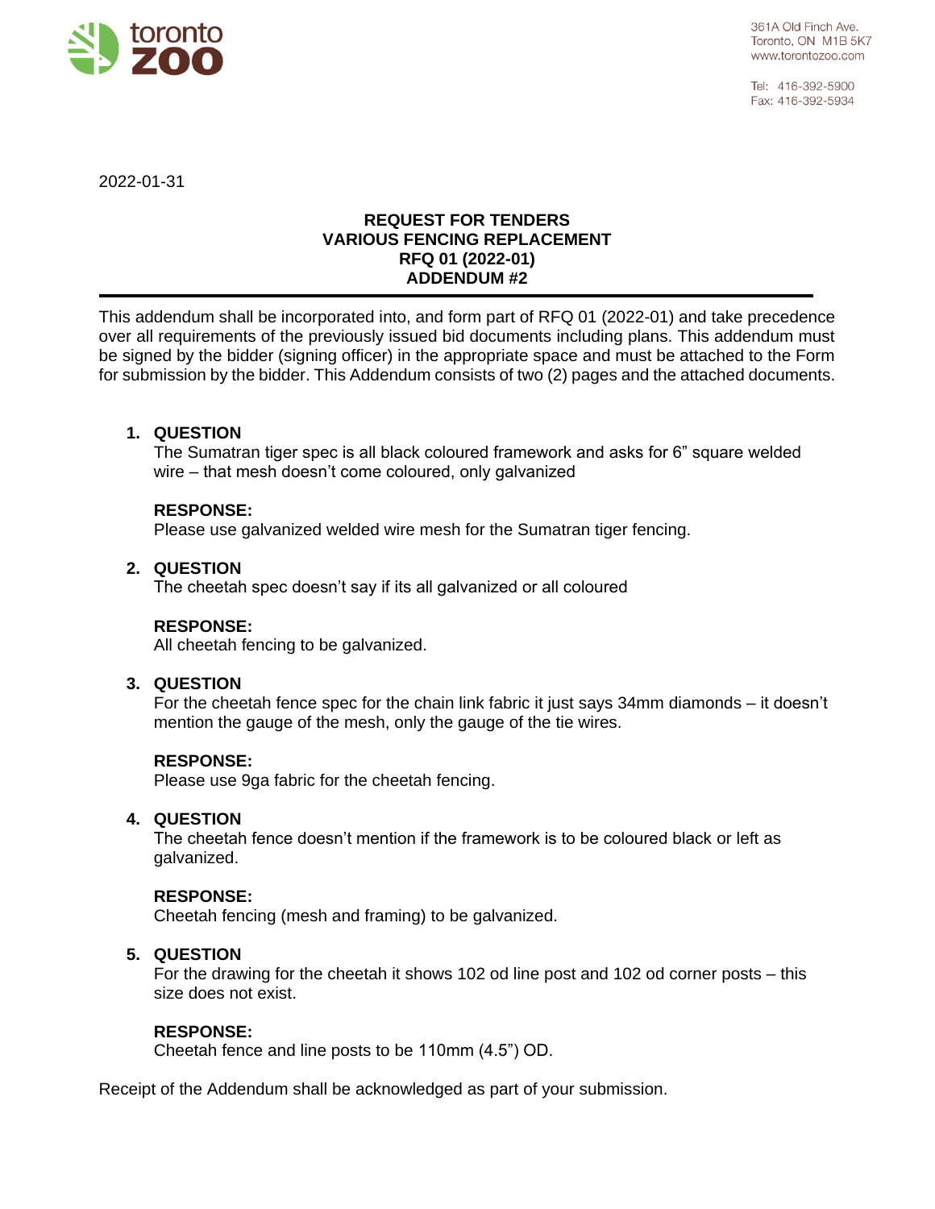toronto ZOO

361A Old Finch Ave.
Toronto, ON M1B 5K7
www.torontozoo.com

Tel: 416-392-5900
Fax: 416-392-5934

2022-01-31

**REQUEST FOR TENDERS**
**VARIOUS FENCING REPLACEMENT**
**RFQ 01 (2022-01)**
**ADDENDUM #2**

---

This addendum shall be incorporated into, and form part of RFQ 01 (2022-01) and take precedence over all requirements of the previously issued bid documents including plans. This addendum must be signed by the bidder (signing officer) in the appropriate space and must be attached to the Form for submission by the bidder. This Addendum consists of two (2) pages and the attached documents.

1. **QUESTION**
   The Sumatran tiger spec is all black coloured framework and asks for 6" square welded wire – that mesh doesn't come coloured, only galvanized

   **RESPONSE:**
   Please use galvanized welded wire mesh for the Sumatran tiger fencing.

2. **QUESTION**
   The cheetah spec doesn't say if its all galvanized or all coloured

   **RESPONSE:**
   All cheetah fencing to be galvanized.

3. **QUESTION**
   For the cheetah fence spec for the chain link fabric it just says 34mm diamonds – it doesn't mention the gauge of the mesh, only the gauge of the tie wires.

   **RESPONSE:**
   Please use 9ga fabric for the cheetah fencing.

4. **QUESTION**
   The cheetah fence doesn't mention if the framework is to be coloured black or left as galvanized.

   **RESPONSE:**
   Cheetah fencing (mesh and framing) to be galvanized.

5. **QUESTION**
   For the drawing for the cheetah it shows 102 od line post and 102 od corner posts – this size does not exist.

   **RESPONSE:**
   Cheetah fence and line posts to be 110mm (4.5") OD.

Receipt of the Addendum shall be acknowledged as part of your submission.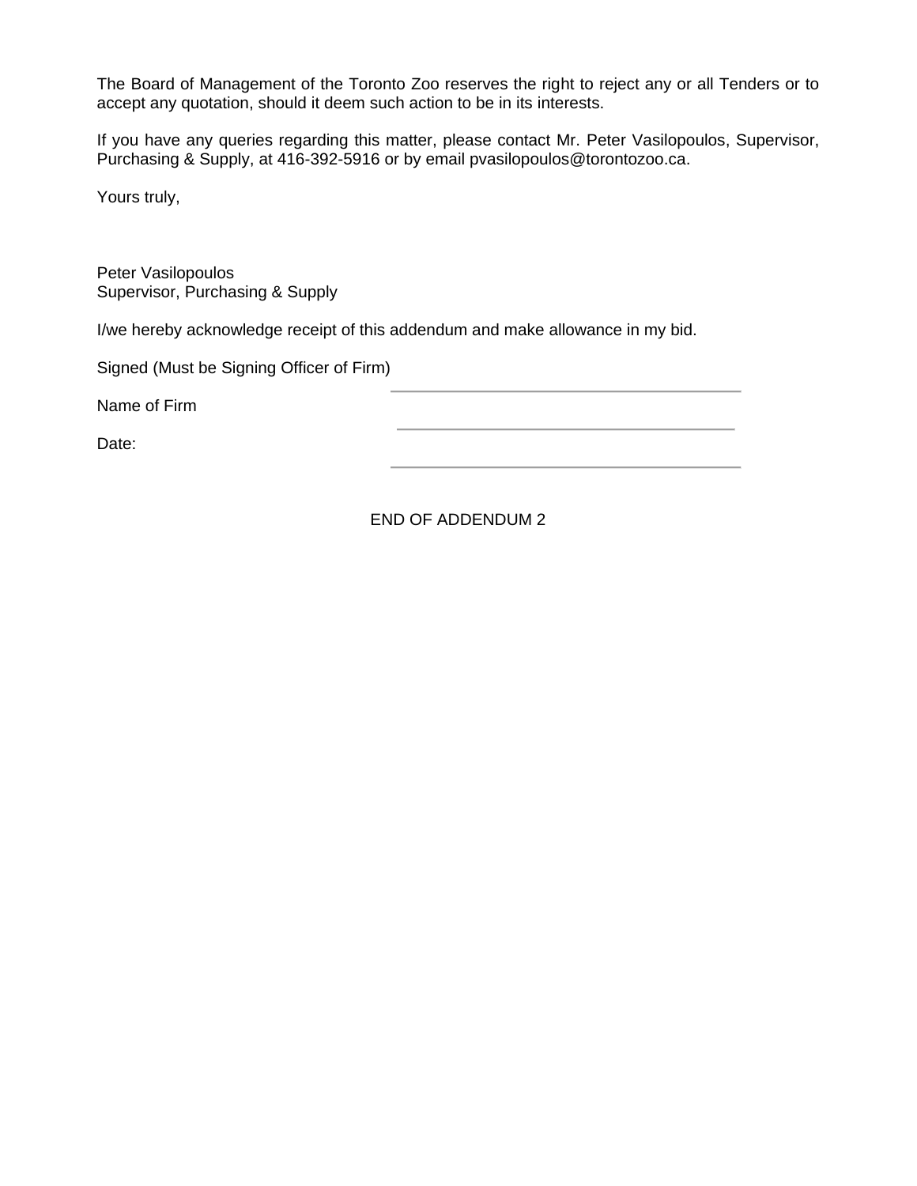The Board of Management of the Toronto Zoo reserves the right to reject any or all Tenders or to accept any quotation, should it deem such action to be in its interests.

If you have any queries regarding this matter, please contact Mr. Peter Vasilopoulos, Supervisor, Purchasing & Supply, at 416-392-5916 or by email pvasilopoulos@torontozoo.ca.

Yours truly,

Peter Vasilopoulos
Supervisor, Purchasing & Supply

I/we hereby acknowledge receipt of this addendum and make allowance in my bid.

Signed (Must be Signing Officer of Firm) ______________________________

Name of Firm ______________________________

Date: ______________________________

END OF ADDENDUM 2